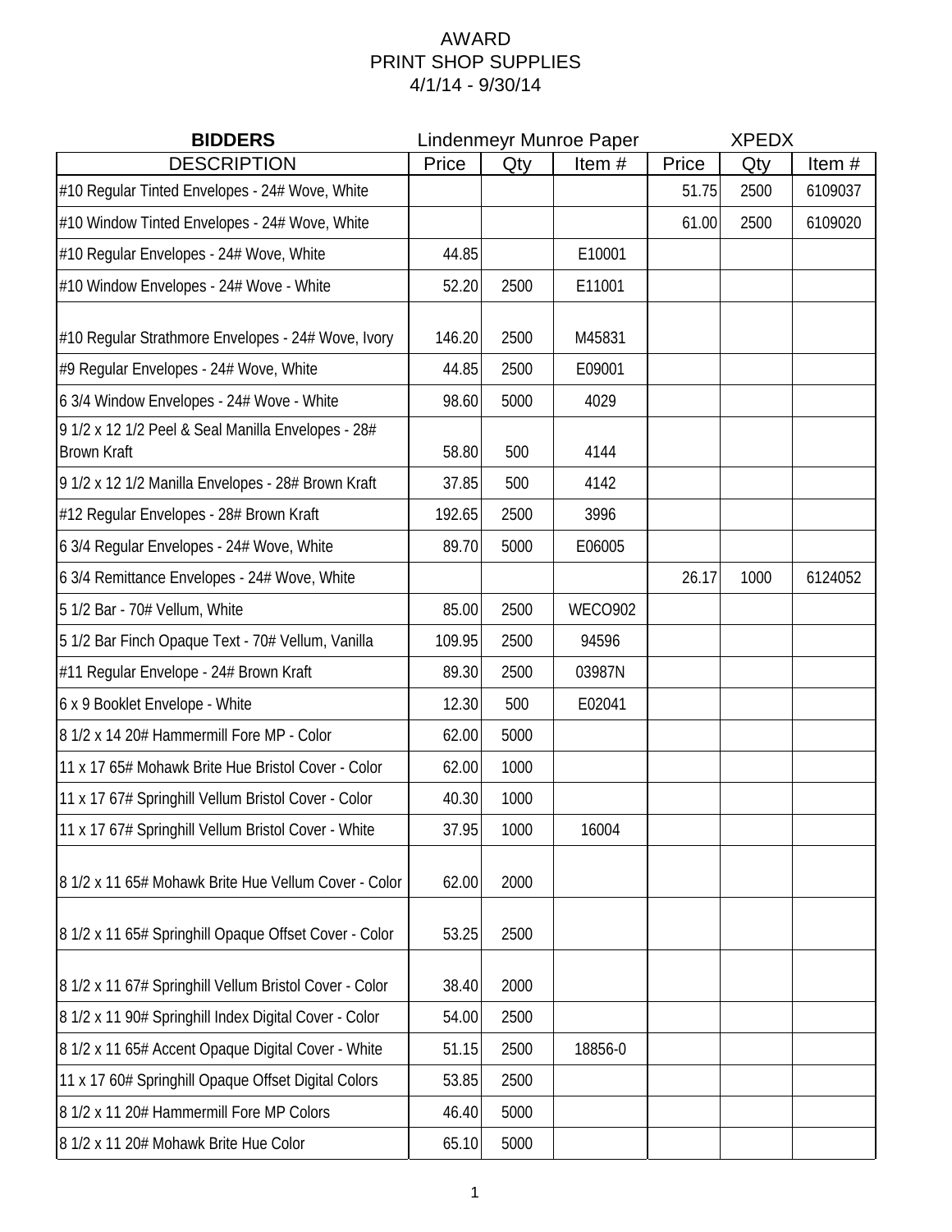# AWARD
# PRINT SHOP SUPPLIES
# 4/1/14 - 9/30/14

| BIDDERS | Lindenmeyr Munroe Paper | | | XPEDX | | |
|---|---|---|---|---|---|---|
| DESCRIPTION | Price | Qty | Item # | Price | Qty | Item # |
| #10 Regular Tinted Envelopes - 24# Wove, White | | | | 51.75 | 2500 | 6109037 |
| #10 Window Tinted Envelopes - 24# Wove, White | | | | 61.00 | 2500 | 6109020 |
| #10 Regular Envelopes - 24# Wove, White | 44.85 | | E10001 | | | |
| #10 Window Envelopes - 24# Wove - White | 52.20 | 2500 | E11001 | | | |
| #10 Regular Strathmore Envelopes - 24# Wove, Ivory | 146.20 | 2500 | M45831 | | | |
| #9 Regular Envelopes - 24# Wove, White | 44.85 | 2500 | E09001 | | | |
| 6 3/4 Window Envelopes - 24# Wove - White | 98.60 | 5000 | 4029 | | | |
| 9 1/2 x 12 1/2 Peel & Seal Manilla Envelopes - 28# Brown Kraft | 58.80 | 500 | 4144 | | | |
| 9 1/2 x 12 1/2 Manilla Envelopes - 28# Brown Kraft | 37.85 | 500 | 4142 | | | |
| #12 Regular Envelopes - 28# Brown Kraft | 192.65 | 2500 | 3996 | | | |
| 6 3/4 Regular Envelopes - 24# Wove, White | 89.70 | 5000 | E06005 | | | |
| 6 3/4 Remittance Envelopes - 24# Wove, White | | | | 26.17 | 1000 | 6124052 |
| 5 1/2 Bar - 70# Vellum, White | 85.00 | 2500 | WECO902 | | | |
| 5 1/2 Bar Finch Opaque Text - 70# Vellum, Vanilla | 109.95 | 2500 | 94596 | | | |
| #11 Regular Envelope - 24# Brown Kraft | 89.30 | 2500 | 03987N | | | |
| 6 x 9 Booklet Envelope - White | 12.30 | 500 | E02041 | | | |
| 8 1/2 x 14 20# Hammermill Fore MP - Color | 62.00 | 5000 | | | | |
| 11 x 17 65# Mohawk Brite Hue Bristol Cover - Color | 62.00 | 1000 | | | | |
| 11 x 17 67# Springhill Vellum Bristol Cover - Color | 40.30 | 1000 | | | | |
| 11 x 17 67# Springhill Vellum Bristol Cover - White | 37.95 | 1000 | 16004 | | | |
| 8 1/2 x 11 65# Mohawk Brite Hue Vellum Cover - Color | 62.00 | 2000 | | | | |
| 8 1/2 x 11 65# Springhill Opaque Offset Cover - Color | 53.25 | 2500 | | | | |
| 8 1/2 x 11 67# Springhill Vellum Bristol Cover - Color | 38.40 | 2000 | | | | |
| 8 1/2 x 11 90# Springhill Index Digital Cover - Color | 54.00 | 2500 | | | | |
| 8 1/2 x 11 65# Accent Opaque Digital Cover - White | 51.15 | 2500 | 18856-0 | | | |
| 11 x 17 60# Springhill Opaque Offset Digital Colors | 53.85 | 2500 | | | | |
| 8 1/2 x 11 20# Hammermill Fore MP Colors | 46.40 | 5000 | | | | |
| 8 1/2 x 11 20# Mohawk Brite Hue Color | 65.10 | 5000 | | | | |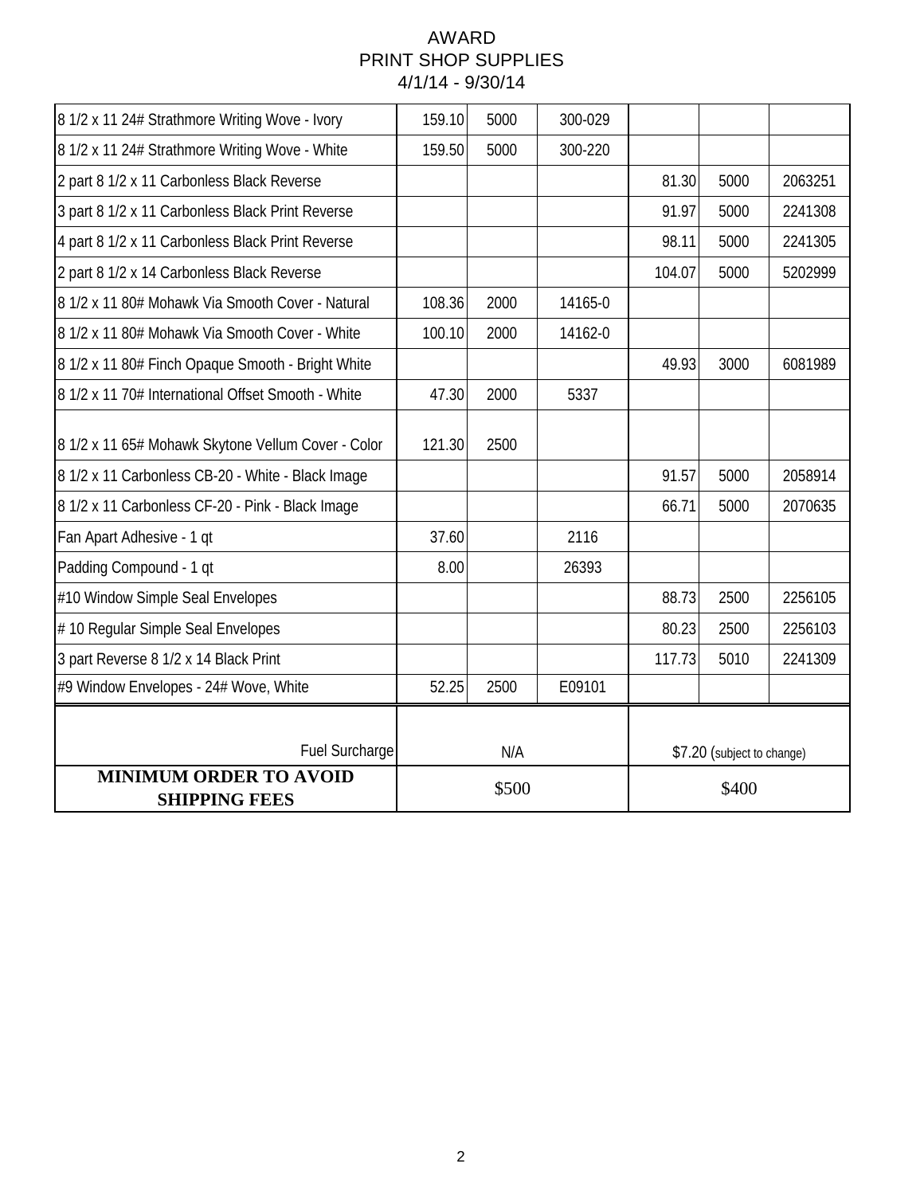# AWARD
## PRINT SHOP SUPPLIES
## 4/1/14 - 9/30/14

| | | | | | | |
|---|---|---|---|---|---|---|
| 8 1/2 x 11 24# Strathmore Writing Wove - Ivory | 159.10 | 5000 | 300-029 | | | |
| 8 1/2 x 11 24# Strathmore Writing Wove - White | 159.50 | 5000 | 300-220 | | | |
| 2 part 8 1/2 x 11 Carbonless Black Reverse | | | | 81.30 | 5000 | 2063251 |
| 3 part 8 1/2 x 11 Carbonless Black Print Reverse | | | | 91.97 | 5000 | 2241308 |
| 4 part 8 1/2 x 11 Carbonless Black Print Reverse | | | | 98.11 | 5000 | 2241305 |
| 2 part 8 1/2 x 14 Carbonless Black Reverse | | | | 104.07 | 5000 | 5202999 |
| 8 1/2 x 11 80# Mohawk Via Smooth Cover - Natural | 108.36 | 2000 | 14165-0 | | | |
| 8 1/2 x 11 80# Mohawk Via Smooth Cover - White | 100.10 | 2000 | 14162-0 | | | |
| 8 1/2 x 11 80# Finch Opaque Smooth - Bright White | | | | 49.93 | 3000 | 6081989 |
| 8 1/2 x 11 70# International Offset Smooth - White | 47.30 | 2000 | 5337 | | | |
| 8 1/2 x 11 65# Mohawk Skytone Vellum Cover - Color | 121.30 | 2500 | | | | |
| 8 1/2 x 11 Carbonless CB-20 - White - Black Image | | | | 91.57 | 5000 | 2058914 |
| 8 1/2 x 11 Carbonless CF-20 - Pink - Black Image | | | | 66.71 | 5000 | 2070635 |
| Fan Apart Adhesive - 1 qt | 37.60 | | 2116 | | | |
| Padding Compound - 1 qt | 8.00 | | 26393 | | | |
| #10 Window Simple Seal Envelopes | | | | 88.73 | 2500 | 2256105 |
| # 10 Regular Simple Seal Envelopes | | | | 80.23 | 2500 | 2256103 |
| 3 part Reverse 8 1/2 x 14 Black Print | | | | 117.73 | 5010 | 2241309 |
| #9 Window Envelopes - 24# Wove, White | 52.25 | 2500 | E09101 | | | |
| Fuel Surcharge | | N/A | | | $7.20 (subject to change) | |
| **MINIMUM ORDER TO AVOID SHIPPING FEES** | | $500 | | | $400 | |